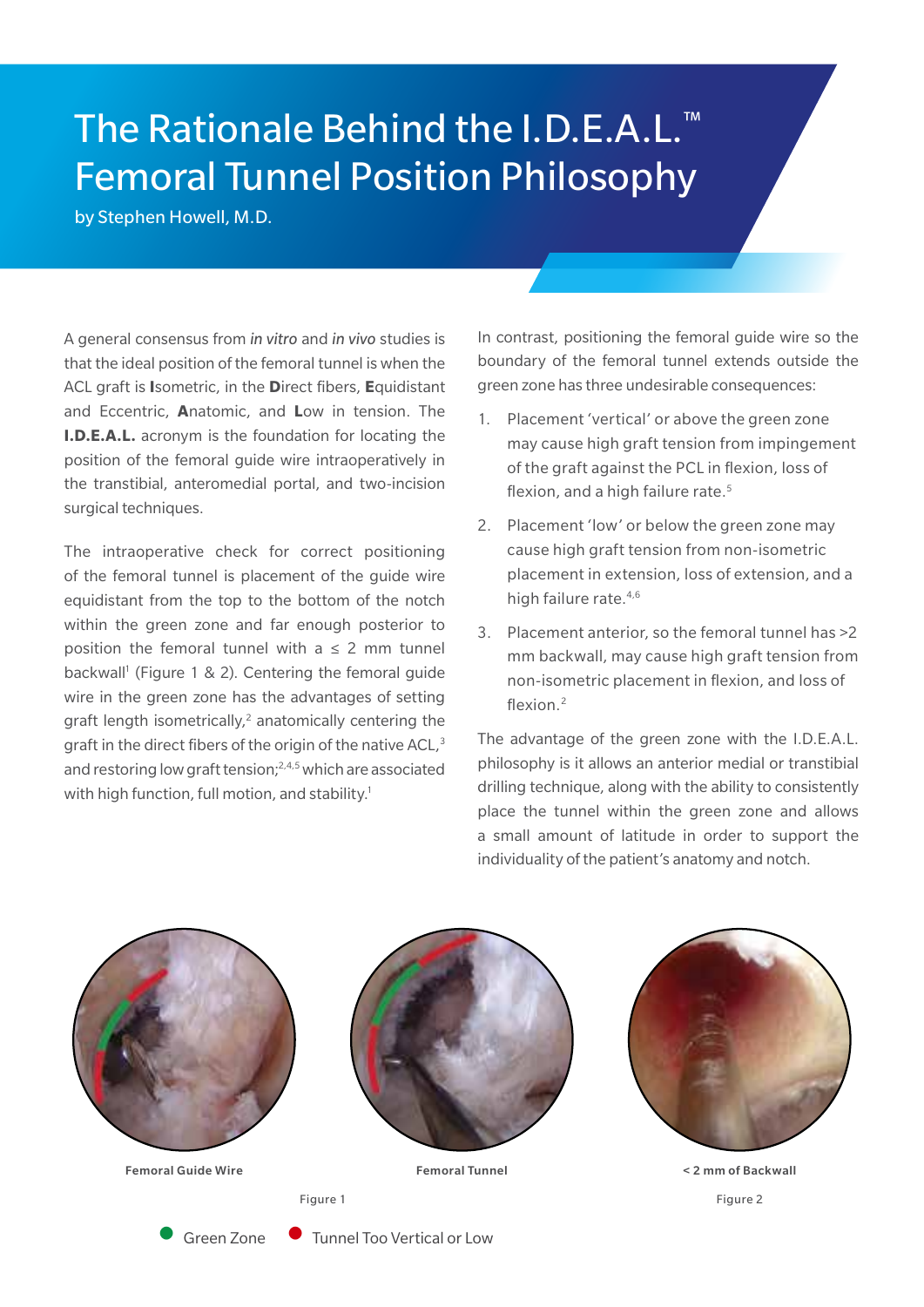# The Rationale Behind the I.D.E.A.L.™ Femoral Tunnel Position Philosophy

by Stephen Howell, M.D.

A general consensus from *in vitro* and *in vivo* studies is that the ideal position of the femoral tunnel is when the ACL graft is **I**sometric, in the **D**irect fibers, **E**quidistant and Eccentric, **A**natomic, and **L**ow in tension. The **I.D.E.A.L.** acronym is the foundation for locating the position of the femoral guide wire intraoperatively in the transtibial, anteromedial portal, and two-incision surgical techniques.

The intraoperative check for correct positioning of the femoral tunnel is placement of the guide wire equidistant from the top to the bottom of the notch within the green zone and far enough posterior to position the femoral tunnel with a ≤ 2 mm tunnel backwall[1] (Figure 1 & 2). Centering the femoral guide wire in the green zone has the advantages of setting graft length isometrically,[2] anatomically centering the graft in the direct fibers of the origin of the native ACL,[3] and restoring low graft tension;[2,4,5] which are associated with high function, full motion, and stability.[1]

In contrast, positioning the femoral guide wire so the boundary of the femoral tunnel extends outside the green zone has three undesirable consequences:

1. Placement 'vertical' or above the green zone may cause high graft tension from impingement of the graft against the PCL in flexion, loss of flexion, and a high failure rate.[5]
2. Placement 'low' or below the green zone may cause high graft tension from non-isometric placement in extension, loss of extension, and a high failure rate.[4,6]
3. Placement anterior, so the femoral tunnel has >2 mm backwall, may cause high graft tension from non-isometric placement in flexion, and loss of flexion.[2]

The advantage of the green zone with the I.D.E.A.L. philosophy is it allows an anterior medial or transtibial drilling technique, along with the ability to consistently place the tunnel within the green zone and allows a small amount of latitude in order to support the individuality of the patient's anatomy and notch.

**Femoral Guide Wire** | **Femoral Tunnel**

Figure 1

**< 2 mm of Backwall**

Figure 2

● Green Zone ● Tunnel Too Vertical or Low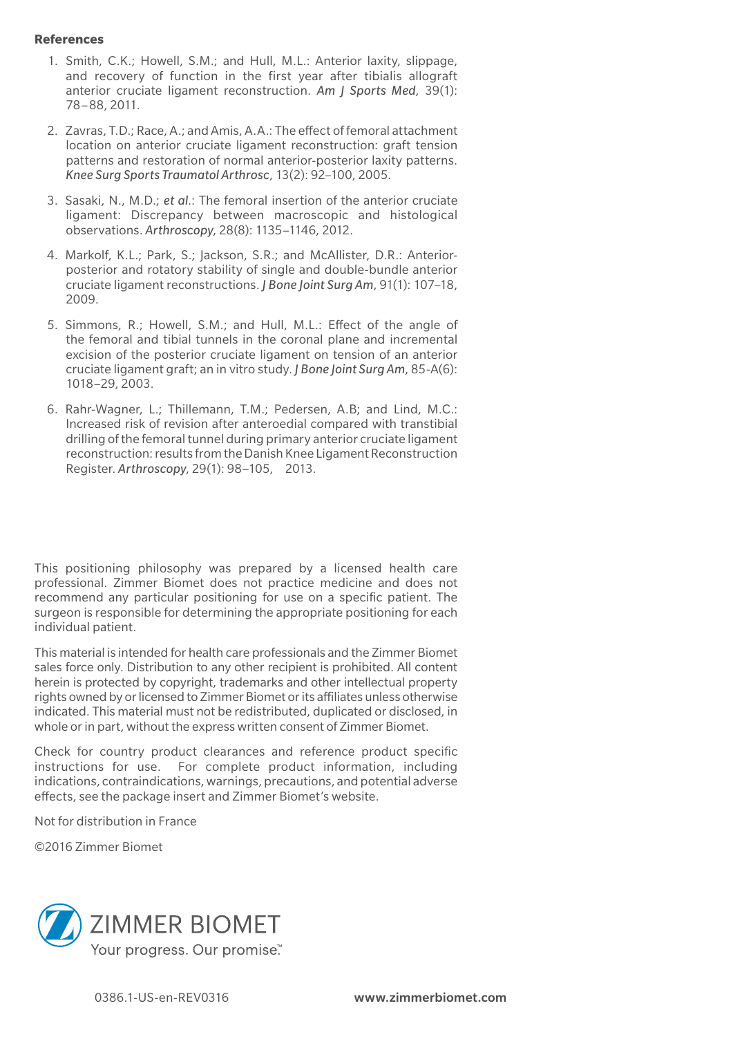**References**

1. Smith, C.K.; Howell, S.M.; and Hull, M.L.: Anterior laxity, slippage, and recovery of function in the first year after tibialis allograft anterior cruciate ligament reconstruction. *Am J Sports Med*, 39(1): 78–88, 2011.

2. Zavras, T.D.; Race, A.; and Amis, A.A.: The effect of femoral attachment location on anterior cruciate ligament reconstruction: graft tension patterns and restoration of normal anterior-posterior laxity patterns. *Knee Surg Sports Traumatol Arthrosc*, 13(2): 92–100, 2005.

3. Sasaki, N., M.D.; *et al*.: The femoral insertion of the anterior cruciate ligament: Discrepancy between macroscopic and histological observations. *Arthroscopy*, 28(8): 1135–1146, 2012.

4. Markolf, K.L.; Park, S.; Jackson, S.R.; and McAllister, D.R.: Anterior-posterior and rotatory stability of single and double-bundle anterior cruciate ligament reconstructions. *J Bone Joint Surg Am*, 91(1): 107–18, 2009.

5. Simmons, R.; Howell, S.M.; and Hull, M.L.: Effect of the angle of the femoral and tibial tunnels in the coronal plane and incremental excision of the posterior cruciate ligament on tension of an anterior cruciate ligament graft; an in vitro study. *J Bone Joint Surg Am*, 85-A(6): 1018–29, 2003.

6. Rahr-Wagner, L.; Thillemann, T.M.; Pedersen, A.B; and Lind, M.C.: Increased risk of revision after anteroedial compared with transtibial drilling of the femoral tunnel during primary anterior cruciate ligament reconstruction: results from the Danish Knee Ligament Reconstruction Register. *Arthroscopy*, 29(1): 98–105, 2013.

This positioning philosophy was prepared by a licensed health care professional. Zimmer Biomet does not practice medicine and does not recommend any particular positioning for use on a specific patient. The surgeon is responsible for determining the appropriate positioning for each individual patient.

This material is intended for health care professionals and the Zimmer Biomet sales force only. Distribution to any other recipient is prohibited. All content herein is protected by copyright, trademarks and other intellectual property rights owned by or licensed to Zimmer Biomet or its affiliates unless otherwise indicated. This material must not be redistributed, duplicated or disclosed, in whole or in part, without the express written consent of Zimmer Biomet.

Check for country product clearances and reference product specific instructions for use. For complete product information, including indications, contraindications, warnings, precautions, and potential adverse effects, see the package insert and Zimmer Biomet's website.

Not for distribution in France

©2016 Zimmer Biomet

ZIMMER BIOMET

Your progress. Our promise.™

0386.1-US-en-REV0316

**www.zimmerbiomet.com**